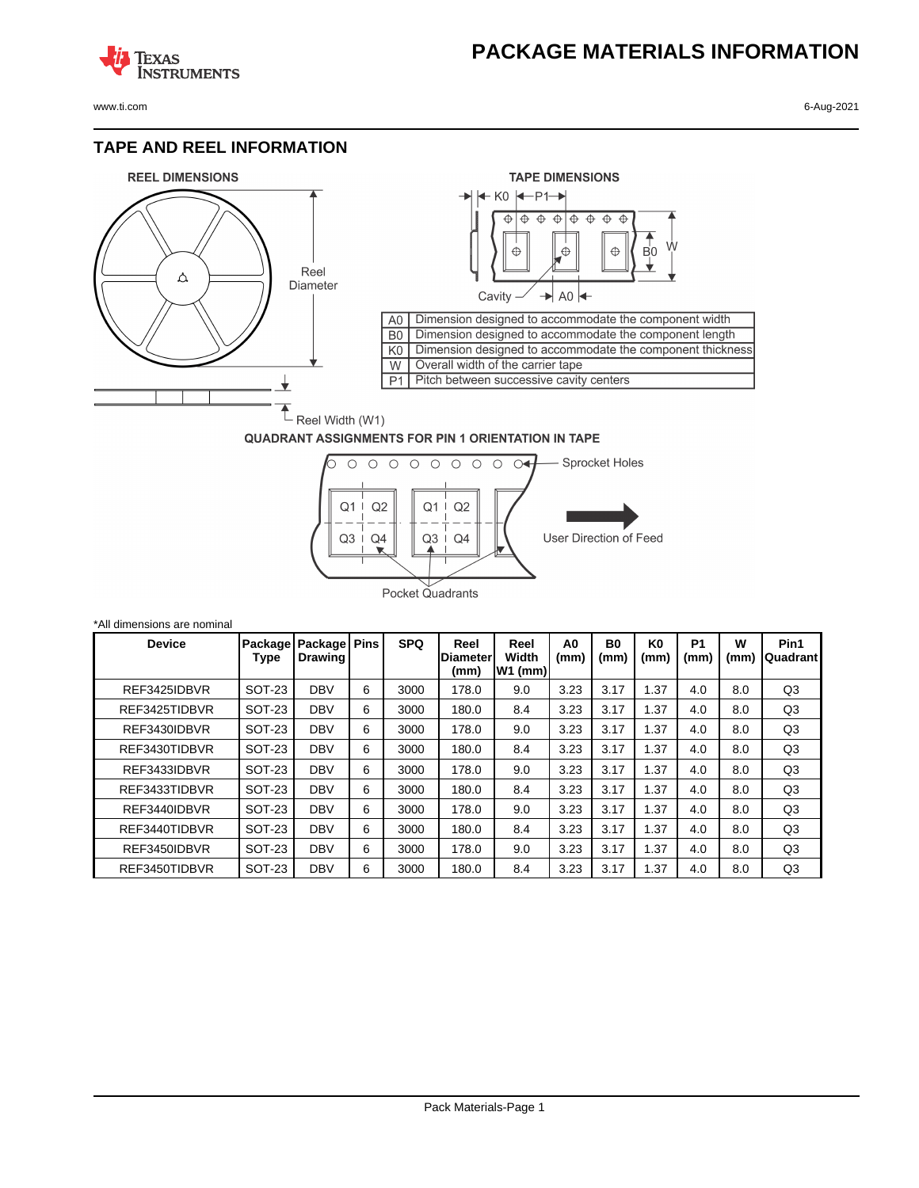# PACKAGE MATERIALS INFORMATION

## TAPE AND REEL INFORMATION

**REEL DIMENSIONS**

Reel Diameter

Reel Width (W1)

**TAPE DIMENSIONS**

| | |
|---|---|
| A0 | Dimension designed to accommodate the component width |
| B0 | Dimension designed to accommodate the component length |
| K0 | Dimension designed to accommodate the component thickness |
| W | Overall width of the carrier tape |
| P1 | Pitch between successive cavity centers |

**QUADRANT ASSIGNMENTS FOR PIN 1 ORIENTATION IN TAPE**

Sprocket Holes

User Direction of Feed

Pocket Quadrants

*All dimensions are nominal

| Device | Package Type | Package Drawing | Pins | SPQ | Reel Diameter (mm) | Reel Width W1 (mm) | A0 (mm) | B0 (mm) | K0 (mm) | P1 (mm) | W (mm) | Pin1 Quadrant |
|---|---|---|---|---|---|---|---|---|---|---|---|---|
| REF3425IDBVR | SOT-23 | DBV | 6 | 3000 | 178.0 | 9.0 | 3.23 | 3.17 | 1.37 | 4.0 | 8.0 | Q3 |
| REF3425TIDBVR | SOT-23 | DBV | 6 | 3000 | 180.0 | 8.4 | 3.23 | 3.17 | 1.37 | 4.0 | 8.0 | Q3 |
| REF3430IDBVR | SOT-23 | DBV | 6 | 3000 | 178.0 | 9.0 | 3.23 | 3.17 | 1.37 | 4.0 | 8.0 | Q3 |
| REF3430TIDBVR | SOT-23 | DBV | 6 | 3000 | 180.0 | 8.4 | 3.23 | 3.17 | 1.37 | 4.0 | 8.0 | Q3 |
| REF3433IDBVR | SOT-23 | DBV | 6 | 3000 | 178.0 | 9.0 | 3.23 | 3.17 | 1.37 | 4.0 | 8.0 | Q3 |
| REF3433TIDBVR | SOT-23 | DBV | 6 | 3000 | 180.0 | 8.4 | 3.23 | 3.17 | 1.37 | 4.0 | 8.0 | Q3 |
| REF3440IDBVR | SOT-23 | DBV | 6 | 3000 | 178.0 | 9.0 | 3.23 | 3.17 | 1.37 | 4.0 | 8.0 | Q3 |
| REF3440TIDBVR | SOT-23 | DBV | 6 | 3000 | 180.0 | 8.4 | 3.23 | 3.17 | 1.37 | 4.0 | 8.0 | Q3 |
| REF3450IDBVR | SOT-23 | DBV | 6 | 3000 | 178.0 | 9.0 | 3.23 | 3.17 | 1.37 | 4.0 | 8.0 | Q3 |
| REF3450TIDBVR | SOT-23 | DBV | 6 | 3000 | 180.0 | 8.4 | 3.23 | 3.17 | 1.37 | 4.0 | 8.0 | Q3 |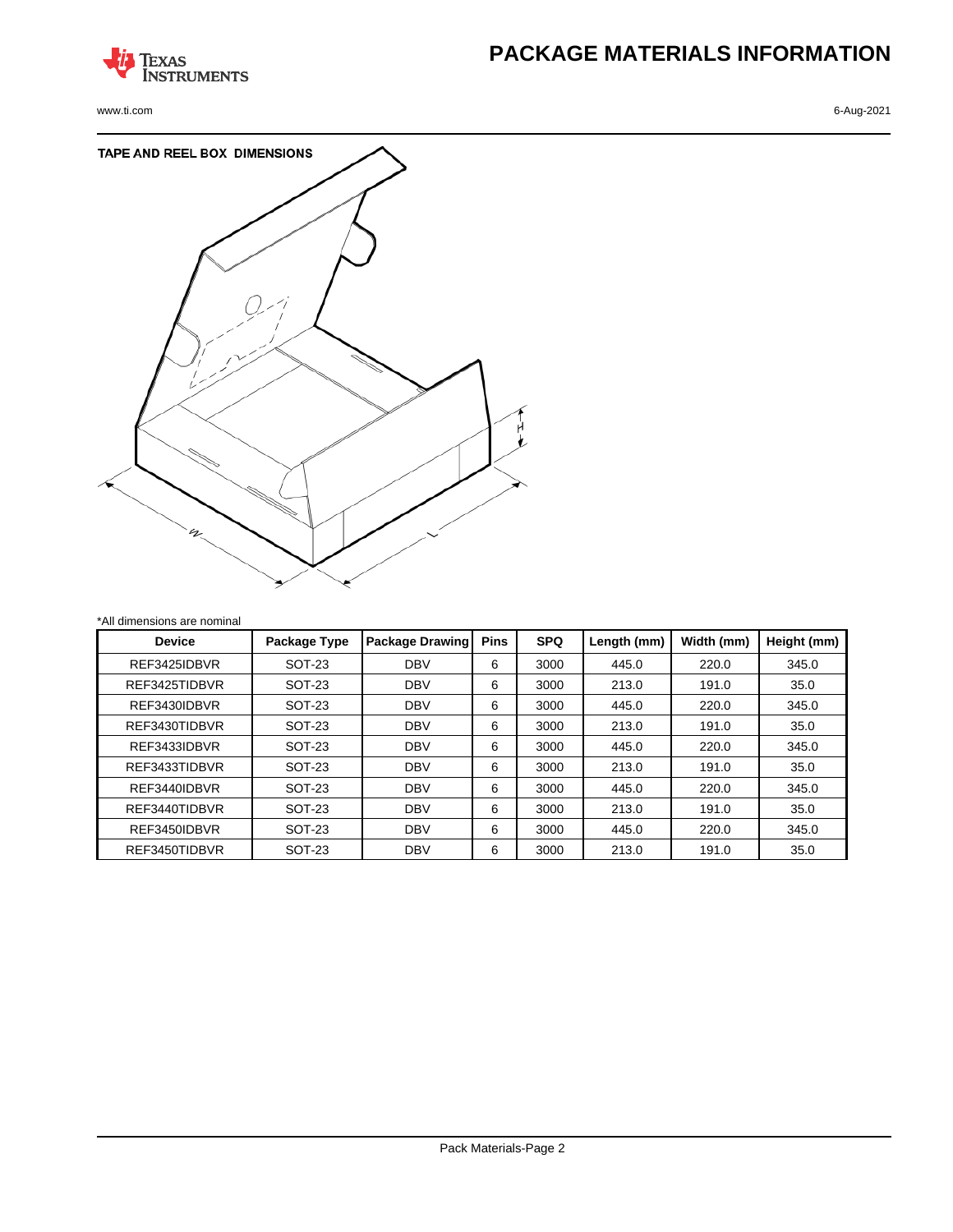# PACKAGE MATERIALS INFORMATION

## TAPE AND REEL BOX DIMENSIONS

W

L

H

*All dimensions are nominal

| Device | Package Type | Package Drawing | Pins | SPQ | Length (mm) | Width (mm) | Height (mm) |
|---|---|---|---|---|---|---|---|
| REF3425IDBVR | SOT-23 | DBV | 6 | 3000 | 445.0 | 220.0 | 345.0 |
| REF3425TIDBVR | SOT-23 | DBV | 6 | 3000 | 213.0 | 191.0 | 35.0 |
| REF3430IDBVR | SOT-23 | DBV | 6 | 3000 | 445.0 | 220.0 | 345.0 |
| REF3430TIDBVR | SOT-23 | DBV | 6 | 3000 | 213.0 | 191.0 | 35.0 |
| REF3433IDBVR | SOT-23 | DBV | 6 | 3000 | 445.0 | 220.0 | 345.0 |
| REF3433TIDBVR | SOT-23 | DBV | 6 | 3000 | 213.0 | 191.0 | 35.0 |
| REF3440IDBVR | SOT-23 | DBV | 6 | 3000 | 445.0 | 220.0 | 345.0 |
| REF3440TIDBVR | SOT-23 | DBV | 6 | 3000 | 213.0 | 191.0 | 35.0 |
| REF3450IDBVR | SOT-23 | DBV | 6 | 3000 | 445.0 | 220.0 | 345.0 |
| REF3450TIDBVR | SOT-23 | DBV | 6 | 3000 | 213.0 | 191.0 | 35.0 |